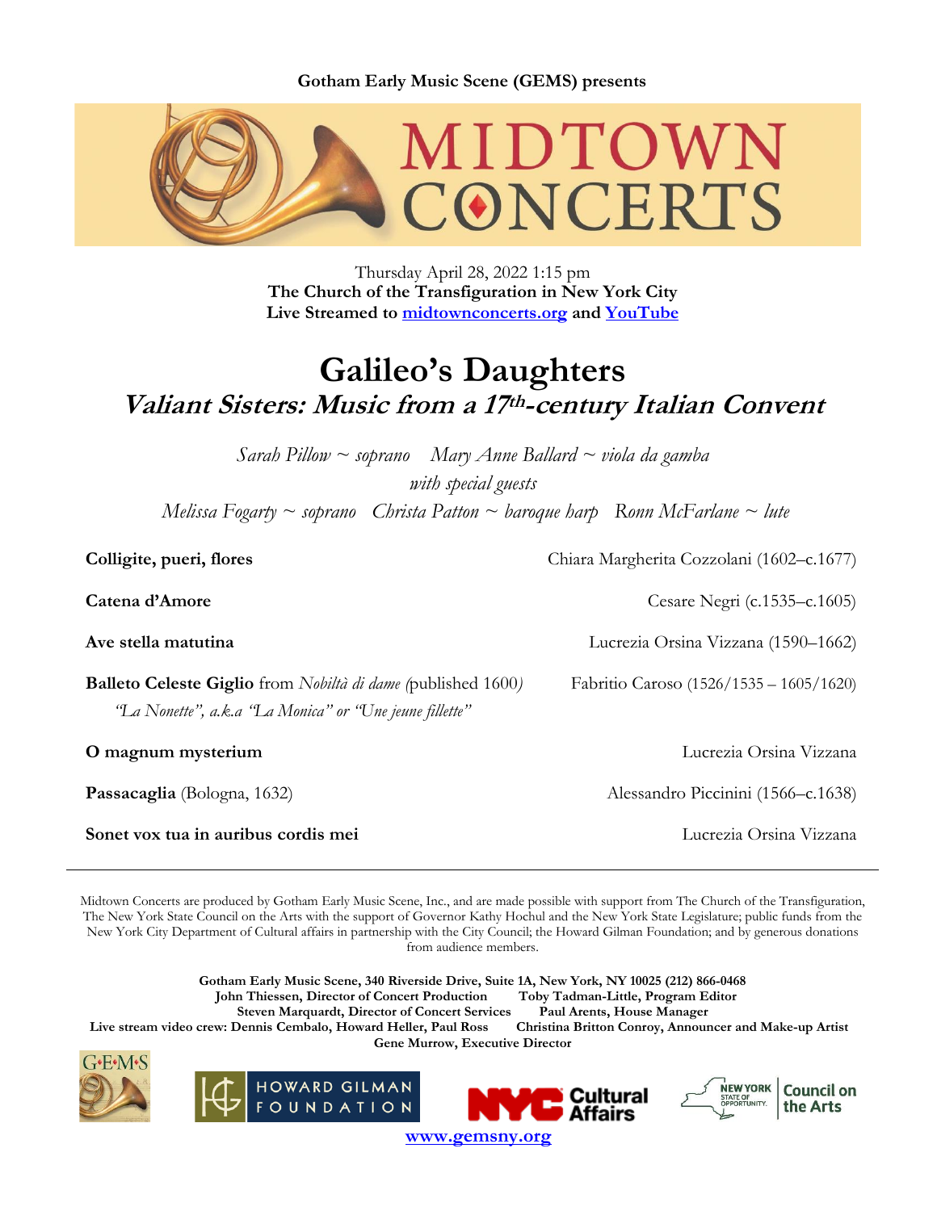**Gotham Early Music Scene (GEMS) presents**

# MIDTOWN CONCERTS

Thursday April 28, 2022 1:15 pm
**The Church of the Transfiguration in New York City**
**Live Streamed to [midtownconcerts.org](midtownconcerts.org) and [YouTube](YouTube)**

# Galileo's Daughters

## *Valiant Sisters: Music from a 17th-century Italian Convent*

*Sarah Pillow ~ soprano   Mary Anne Ballard ~ viola da gamba*
*with special guests*
*Melissa Fogarty ~ soprano   Christa Patton ~ baroque harp   Ronn McFarlane ~ lute*

**Colligite, pueri, flores** — Chiara Margherita Cozzolani (1602–c.1677)

**Catena d'Amore** — Cesare Negri (c.1535–c.1605)

**Ave stella matutina** — Lucrezia Orsina Vizzana (1590–1662)

**Balleto Celeste Giglio** from *Nobiltà di dame (*published 1600*)* — Fabritio Caroso (1526/1535 – 1605/1620)
*"La Nonette", a.k.a "La Monica" or "Une jeune fillette"*

**O magnum mysterium** — Lucrezia Orsina Vizzana

**Passacaglia** (Bologna, 1632) — Alessandro Piccinini (1566–c.1638)

**Sonet vox tua in auribus cordis mei** — Lucrezia Orsina Vizzana

---

Midtown Concerts are produced by Gotham Early Music Scene, Inc., and are made possible with support from The Church of the Transfiguration, The New York State Council on the Arts with the support of Governor Kathy Hochul and the New York State Legislature; public funds from the New York City Department of Cultural affairs in partnership with the City Council; the Howard Gilman Foundation; and by generous donations from audience members.

**Gotham Early Music Scene, 340 Riverside Drive, Suite 1A, New York, NY 10025 (212) 866-0468**
**John Thiessen, Director of Concert Production   Toby Tadman-Little, Program Editor**
**Steven Marquardt, Director of Concert Services   Paul Arents, House Manager**
**Live stream video crew: Dennis Cembalo, Howard Heller, Paul Ross   Christina Britton Conroy, Announcer and Make-up Artist**
**Gene Murrow, Executive Director**

**[www.gemsny.org](www.gemsny.org)**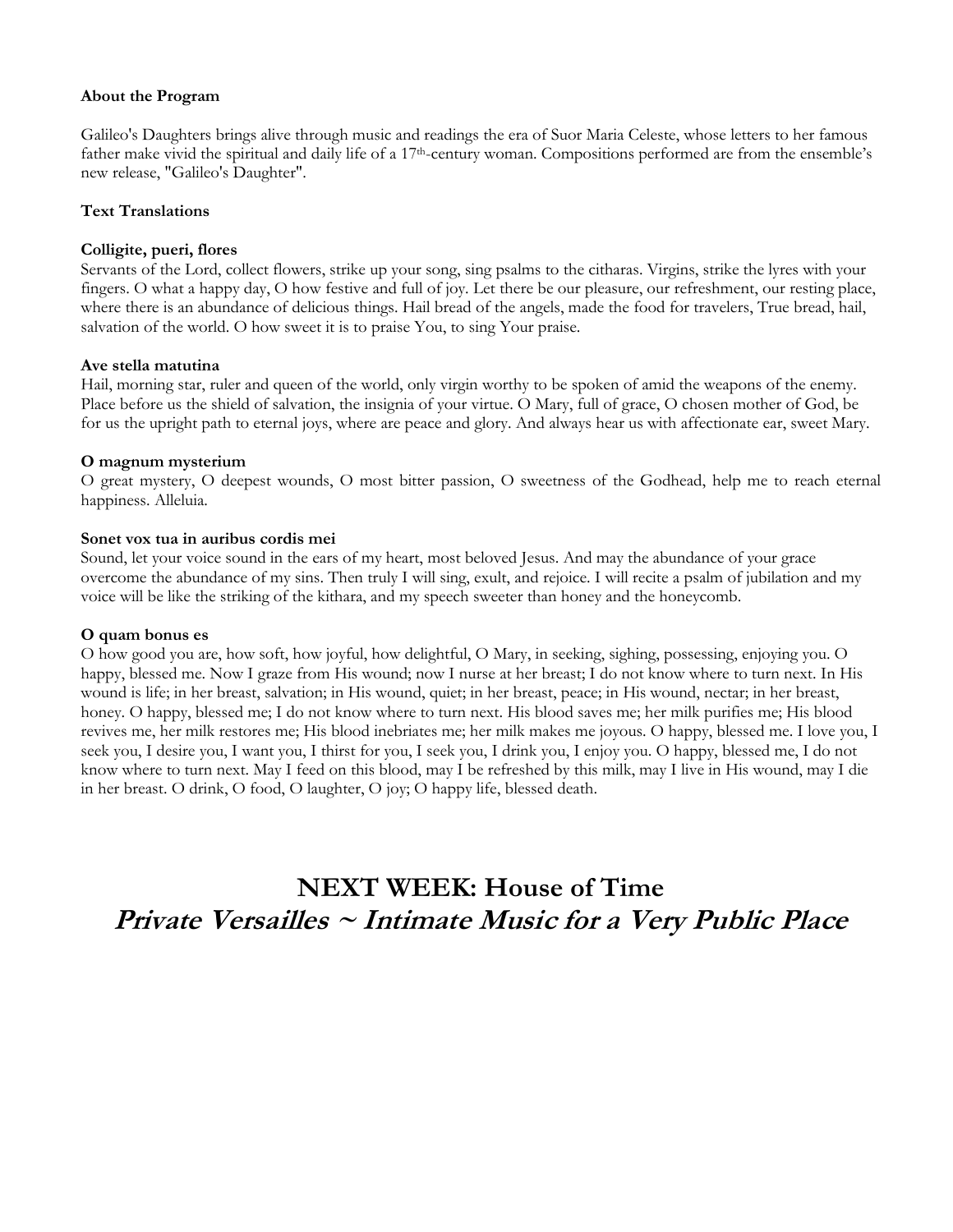**About the Program**

Galileo's Daughters brings alive through music and readings the era of Suor Maria Celeste, whose letters to her famous father make vivid the spiritual and daily life of a 17th-century woman. Compositions performed are from the ensemble's new release, "Galileo's Daughter".

**Text Translations**

**Colligite, pueri, flores**
Servants of the Lord, collect flowers, strike up your song, sing psalms to the citharas. Virgins, strike the lyres with your fingers. O what a happy day, O how festive and full of joy. Let there be our pleasure, our refreshment, our resting place, where there is an abundance of delicious things. Hail bread of the angels, made the food for travelers, True bread, hail, salvation of the world. O how sweet it is to praise You, to sing Your praise.

**Ave stella matutina**
Hail, morning star, ruler and queen of the world, only virgin worthy to be spoken of amid the weapons of the enemy. Place before us the shield of salvation, the insignia of your virtue. O Mary, full of grace, O chosen mother of God, be for us the upright path to eternal joys, where are peace and glory. And always hear us with affectionate ear, sweet Mary.

**O magnum mysterium**
O great mystery, O deepest wounds, O most bitter passion, O sweetness of the Godhead, help me to reach eternal happiness. Alleluia.

**Sonet vox tua in auribus cordis mei**
Sound, let your voice sound in the ears of my heart, most beloved Jesus. And may the abundance of your grace overcome the abundance of my sins. Then truly I will sing, exult, and rejoice. I will recite a psalm of jubilation and my voice will be like the striking of the kithara, and my speech sweeter than honey and the honeycomb.

**O quam bonus es**
O how good you are, how soft, how joyful, how delightful, O Mary, in seeking, sighing, possessing, enjoying you. O happy, blessed me. Now I graze from His wound; now I nurse at her breast; I do not know where to turn next. In His wound is life; in her breast, salvation; in His wound, quiet; in her breast, peace; in His wound, nectar; in her breast, honey. O happy, blessed me; I do not know where to turn next. His blood saves me; her milk purifies me; His blood revives me, her milk restores me; His blood inebriates me; her milk makes me joyous. O happy, blessed me. I love you, I seek you, I desire you, I want you, I thirst for you, I seek you, I drink you, I enjoy you. O happy, blessed me, I do not know where to turn next. May I feed on this blood, may I be refreshed by this milk, may I live in His wound, may I die in her breast. O drink, O food, O laughter, O joy; O happy life, blessed death.

## NEXT WEEK: House of Time
## *Private Versailles ~ Intimate Music for a Very Public Place*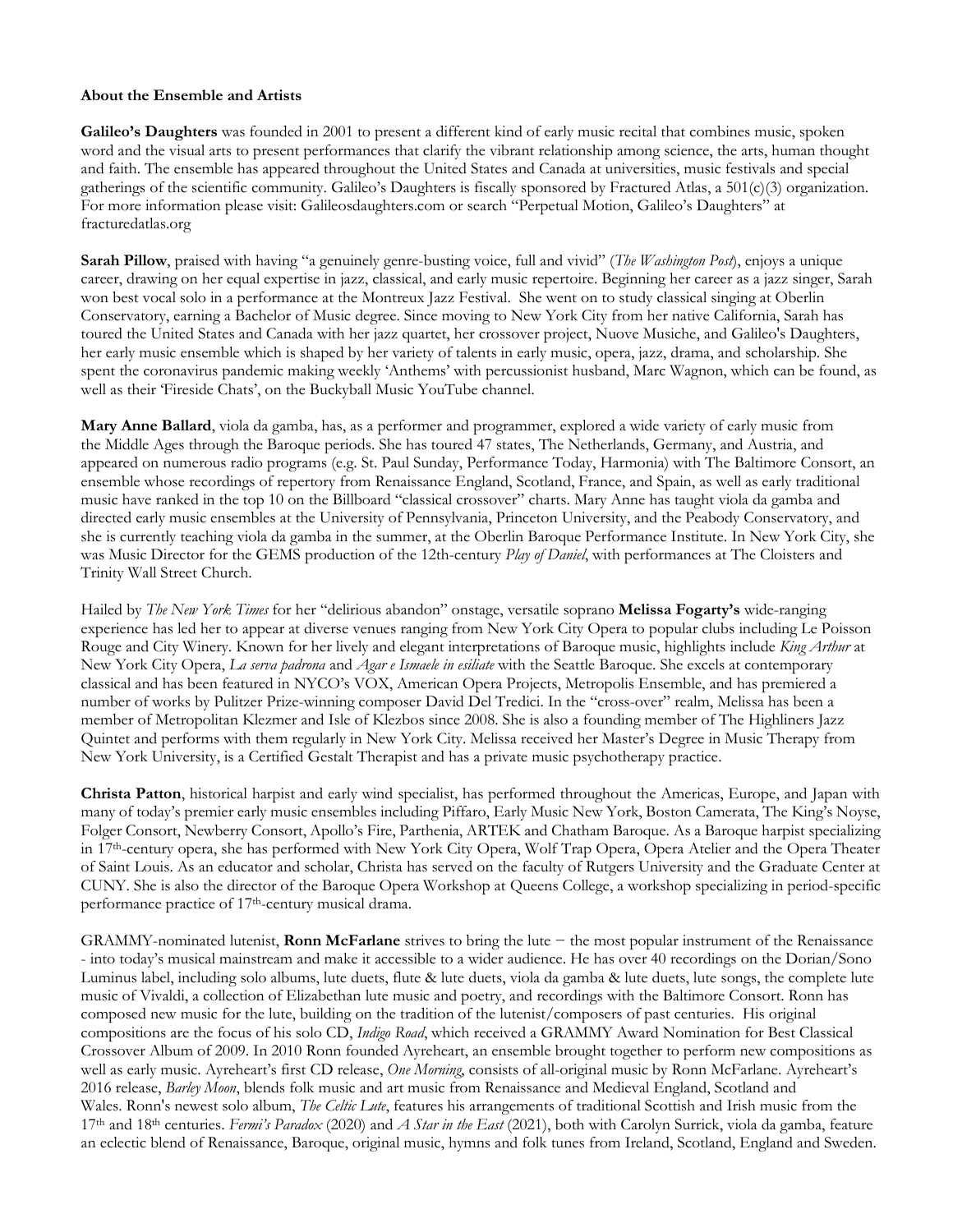**About the Ensemble and Artists**

**Galileo's Daughters** was founded in 2001 to present a different kind of early music recital that combines music, spoken word and the visual arts to present performances that clarify the vibrant relationship among science, the arts, human thought and faith. The ensemble has appeared throughout the United States and Canada at universities, music festivals and special gatherings of the scientific community. Galileo's Daughters is fiscally sponsored by Fractured Atlas, a 501(c)(3) organization. For more information please visit: Galileosdaughters.com or search "Perpetual Motion, Galileo's Daughters" at fracturedatlas.org

**Sarah Pillow**, praised with having "a genuinely genre-busting voice, full and vivid" (*The Washington Post*), enjoys a unique career, drawing on her equal expertise in jazz, classical, and early music repertoire. Beginning her career as a jazz singer, Sarah won best vocal solo in a performance at the Montreux Jazz Festival. She went on to study classical singing at Oberlin Conservatory, earning a Bachelor of Music degree. Since moving to New York City from her native California, Sarah has toured the United States and Canada with her jazz quartet, her crossover project, Nuove Musiche, and Galileo's Daughters, her early music ensemble which is shaped by her variety of talents in early music, opera, jazz, drama, and scholarship. She spent the coronavirus pandemic making weekly 'Anthems' with percussionist husband, Marc Wagnon, which can be found, as well as their 'Fireside Chats', on the Buckyball Music YouTube channel.

**Mary Anne Ballard**, viola da gamba, has, as a performer and programmer, explored a wide variety of early music from the Middle Ages through the Baroque periods. She has toured 47 states, The Netherlands, Germany, and Austria, and appeared on numerous radio programs (e.g. St. Paul Sunday, Performance Today, Harmonia) with The Baltimore Consort, an ensemble whose recordings of repertory from Renaissance England, Scotland, France, and Spain, as well as early traditional music have ranked in the top 10 on the Billboard "classical crossover" charts. Mary Anne has taught viola da gamba and directed early music ensembles at the University of Pennsylvania, Princeton University, and the Peabody Conservatory, and she is currently teaching viola da gamba in the summer, at the Oberlin Baroque Performance Institute. In New York City, she was Music Director for the GEMS production of the 12th-century *Play of Daniel*, with performances at The Cloisters and Trinity Wall Street Church.

Hailed by *The New York Times* for her "delirious abandon" onstage, versatile soprano **Melissa Fogarty's** wide-ranging experience has led her to appear at diverse venues ranging from New York City Opera to popular clubs including Le Poisson Rouge and City Winery. Known for her lively and elegant interpretations of Baroque music, highlights include *King Arthur* at New York City Opera, *La serva padrona* and *Agar e Ismaele in esiliate* with the Seattle Baroque. She excels at contemporary classical and has been featured in NYCO's VOX, American Opera Projects, Metropolis Ensemble, and has premiered a number of works by Pulitzer Prize-winning composer David Del Tredici. In the "cross-over" realm, Melissa has been a member of Metropolitan Klezmer and Isle of Klezbos since 2008. She is also a founding member of The Highliners Jazz Quintet and performs with them regularly in New York City. Melissa received her Master's Degree in Music Therapy from New York University, is a Certified Gestalt Therapist and has a private music psychotherapy practice.

**Christa Patton**, historical harpist and early wind specialist, has performed throughout the Americas, Europe, and Japan with many of today's premier early music ensembles including Piffaro, Early Music New York, Boston Camerata, The King's Noyse, Folger Consort, Newberry Consort, Apollo's Fire, Parthenia, ARTEK and Chatham Baroque. As a Baroque harpist specializing in 17th-century opera, she has performed with New York City Opera, Wolf Trap Opera, Opera Atelier and the Opera Theater of Saint Louis. As an educator and scholar, Christa has served on the faculty of Rutgers University and the Graduate Center at CUNY. She is also the director of the Baroque Opera Workshop at Queens College, a workshop specializing in period-specific performance practice of 17th-century musical drama.

GRAMMY-nominated lutenist, **Ronn McFarlane** strives to bring the lute – the most popular instrument of the Renaissance - into today's musical mainstream and make it accessible to a wider audience. He has over 40 recordings on the Dorian/Sono Luminus label, including solo albums, lute duets, flute & lute duets, viola da gamba & lute duets, lute songs, the complete lute music of Vivaldi, a collection of Elizabethan lute music and poetry, and recordings with the Baltimore Consort. Ronn has composed new music for the lute, building on the tradition of the lutenist/composers of past centuries. His original compositions are the focus of his solo CD, *Indigo Road*, which received a GRAMMY Award Nomination for Best Classical Crossover Album of 2009. In 2010 Ronn founded Ayreheart, an ensemble brought together to perform new compositions as well as early music. Ayreheart's first CD release, *One Morning*, consists of all-original music by Ronn McFarlane. Ayreheart's 2016 release, *Barley Moon*, blends folk music and art music from Renaissance and Medieval England, Scotland and Wales. Ronn's newest solo album, *The Celtic Lute*, features his arrangements of traditional Scottish and Irish music from the 17th and 18th centuries. *Fermi's Paradox* (2020) and *A Star in the East* (2021), both with Carolyn Surrick, viola da gamba, feature an eclectic blend of Renaissance, Baroque, original music, hymns and folk tunes from Ireland, Scotland, England and Sweden.